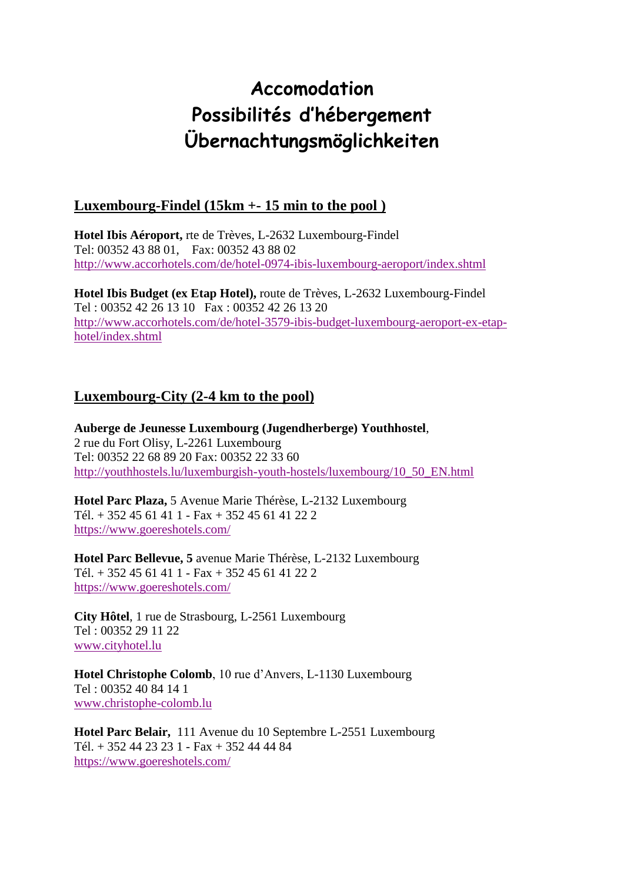# Accomodation
# Possibilités d'hébergement
# Übernachtungsmöglichkeiten

## Luxembourg-Findel (15km +- 15 min to the pool )

**Hotel Ibis Aéroport,** rte de Trèves, L-2632 Luxembourg-Findel
Tel: 00352 43 88 01, Fax: 00352 43 88 02
http://www.accorhotels.com/de/hotel-0974-ibis-luxembourg-aeroport/index.shtml

**Hotel Ibis Budget (ex Etap Hotel),** route de Trèves, L-2632 Luxembourg-Findel
Tel : 00352 42 26 13 10 Fax : 00352 42 26 13 20
http://www.accorhotels.com/de/hotel-3579-ibis-budget-luxembourg-aeroport-ex-etap-hotel/index.shtml

## Luxembourg-City (2-4 km to the pool)

**Auberge de Jeunesse Luxembourg (Jugendherberge) Youthhostel**,
2 rue du Fort Olisy, L-2261 Luxembourg
Tel: 00352 22 68 89 20 Fax: 00352 22 33 60
http://youthhostels.lu/luxemburgish-youth-hostels/luxembourg/10_50_EN.html

**Hotel Parc Plaza,** 5 Avenue Marie Thérèse, L-2132 Luxembourg
Tél. + 352 45 61 41 1 - Fax + 352 45 61 41 22 2
https://www.goereshotels.com/

**Hotel Parc Bellevue, 5** avenue Marie Thérèse, L-2132 Luxembourg
Tél. + 352 45 61 41 1 - Fax + 352 45 61 41 22 2
https://www.goereshotels.com/

**City Hôtel**, 1 rue de Strasbourg, L-2561 Luxembourg
Tel : 00352 29 11 22
www.cityhotel.lu

**Hotel Christophe Colomb**, 10 rue d'Anvers, L-1130 Luxembourg
Tel : 00352 40 84 14 1
www.christophe-colomb.lu

**Hotel Parc Belair,** 111 Avenue du 10 Septembre L-2551 Luxembourg
Tél. + 352 44 23 23 1 - Fax + 352 44 44 84
https://www.goereshotels.com/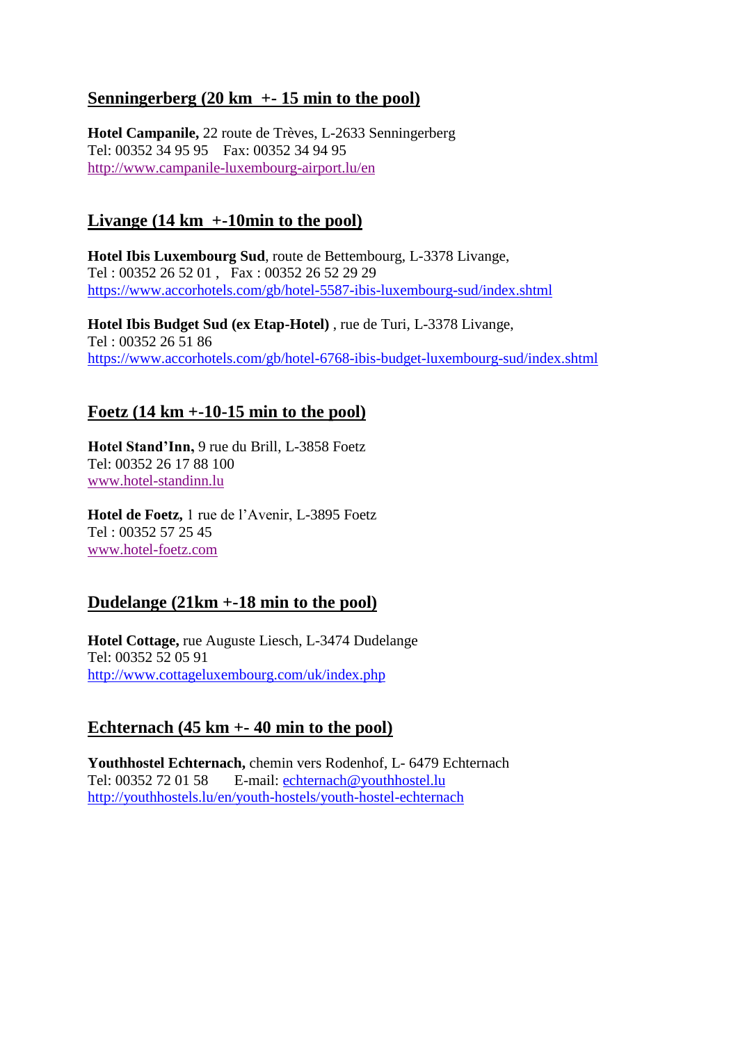## Senningerberg (20 km +- 15 min to the pool)

**Hotel Campanile,** 22 route de Trèves, L-2633 Senningerberg
Tel: 00352 34 95 95 Fax: 00352 34 94 95
http://www.campanile-luxembourg-airport.lu/en

## Livange (14 km +-10min to the pool)

**Hotel Ibis Luxembourg Sud**, route de Bettembourg, L-3378 Livange,
Tel : 00352 26 52 01 , Fax : 00352 26 52 29 29
https://www.accorhotels.com/gb/hotel-5587-ibis-luxembourg-sud/index.shtml

**Hotel Ibis Budget Sud (ex Etap-Hotel)** , rue de Turi, L-3378 Livange,
Tel : 00352 26 51 86
https://www.accorhotels.com/gb/hotel-6768-ibis-budget-luxembourg-sud/index.shtml

## Foetz (14 km +-10-15 min to the pool)

**Hotel Stand'Inn,** 9 rue du Brill, L-3858 Foetz
Tel: 00352 26 17 88 100
www.hotel-standinn.lu

**Hotel de Foetz,** 1 rue de l'Avenir, L-3895 Foetz
Tel : 00352 57 25 45
www.hotel-foetz.com

## Dudelange (21km +-18 min to the pool)

**Hotel Cottage,** rue Auguste Liesch, L-3474 Dudelange
Tel: 00352 52 05 91
http://www.cottageluxembourg.com/uk/index.php

## Echternach (45 km +- 40 min to the pool)

**Youthhostel Echternach,** chemin vers Rodenhof, L- 6479 Echternach
Tel: 00352 72 01 58 E-mail: echternach@youthhostel.lu
http://youthhostels.lu/en/youth-hostels/youth-hostel-echternach